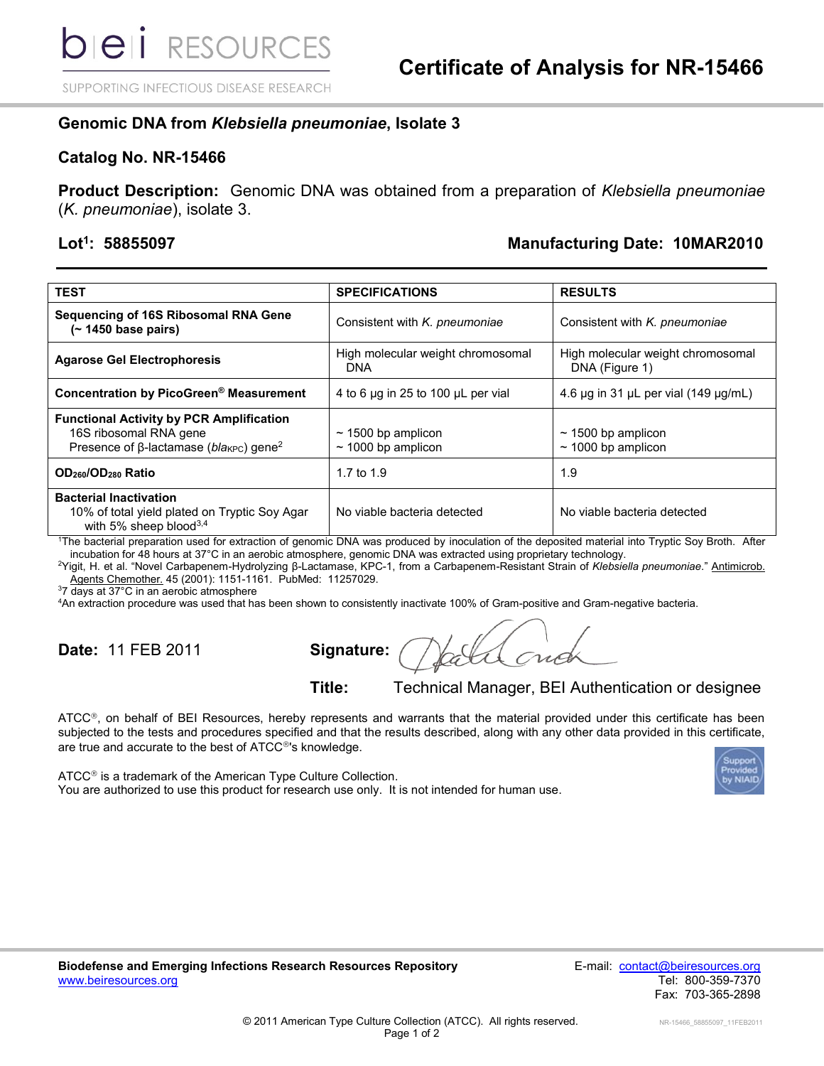# Certificate of Analysis for NR-15466

## Genomic DNA from *Klebsiella pneumoniae*, Isolate 3

**Catalog No. NR-15466**

**Product Description:** Genomic DNA was obtained from a preparation of *Klebsiella pneumoniae* (*K. pneumoniae*), isolate 3.

**Lot[1]: 58855097** **Manufacturing Date: 10MAR2010**

| TEST | SPECIFICATIONS | RESULTS |
|---|---|---|
| **Sequencing of 16S Ribosomal RNA Gene (~ 1450 base pairs)** | Consistent with *K. pneumoniae* | Consistent with *K. pneumoniae* |
| **Agarose Gel Electrophoresis** | High molecular weight chromosomal DNA | High molecular weight chromosomal DNA (Figure 1) |
| **Concentration by PicoGreen® Measurement** | 4 to 6 µg in 25 to 100 µL per vial | 4.6 µg in 31 µL per vial (149 µg/mL) |
| **Functional Activity by PCR Amplification** 16S ribosomal RNA gene; Presence of β-lactamase (*bla*$_{KPC}$) gene[2] | ~ 1500 bp amplicon; ~ 1000 bp amplicon | ~ 1500 bp amplicon; ~ 1000 bp amplicon |
| **$OD_{260}/OD_{280}$ Ratio** | 1.7 to 1.9 | 1.9 |
| **Bacterial Inactivation** 10% of total yield plated on Tryptic Soy Agar with 5% sheep blood[3,4] | No viable bacteria detected | No viable bacteria detected |

[1]The bacterial preparation used for extraction of genomic DNA was produced by inoculation of the deposited material into Tryptic Soy Broth. After incubation for 48 hours at 37°C in an aerobic atmosphere, genomic DNA was extracted using proprietary technology.
[2]Yigit, H. et al. "Novel Carbapenem-Hydrolyzing β-Lactamase, KPC-1, from a Carbapenem-Resistant Strain of *Klebsiella pneumoniae*." Antimicrob. Agents Chemother. 45 (2001): 1151-1161. PubMed: 11257029.
[3]7 days at 37°C in an aerobic atmosphere
[4]An extraction procedure was used that has been shown to consistently inactivate 100% of Gram-positive and Gram-negative bacteria.

**Date:** 11 FEB 2011 **Signature:**

**Title:** Technical Manager, BEI Authentication or designee

ATCC®, on behalf of BEI Resources, hereby represents and warrants that the material provided under this certificate has been subjected to the tests and procedures specified and that the results described, along with any other data provided in this certificate, are true and accurate to the best of ATCC®'s knowledge.

ATCC® is a trademark of the American Type Culture Collection.
You are authorized to use this product for research use only. It is not intended for human use.

**Biodefense and Emerging Infections Research Resources Repository**
www.beiresources.org

E-mail: contact@beiresources.org
Tel: 800-359-7370
Fax: 703-365-2898

© 2011 American Type Culture Collection (ATCC). All rights reserved.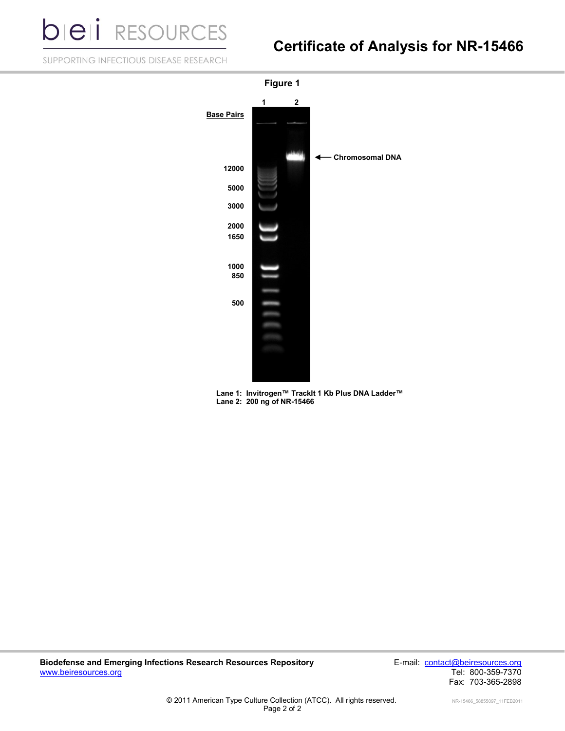# Certificate of Analysis for NR-15466

**Figure 1**

1 2

Base Pairs

12000
5000
3000
2000
1650
1000
850
500

Chromosomal DNA

**Lane 1: Invitrogen™ TrackIt 1 Kb Plus DNA Ladder™**
**Lane 2: 200 ng of NR-15466**

**Biodefense and Emerging Infections Research Resources Repository**
www.beiresources.org

E-mail: contact@beiresources.org
Tel: 800-359-7370
Fax: 703-365-2898

© 2011 American Type Culture Collection (ATCC). All rights reserved.

NR-15466_58855097_11FEB2011